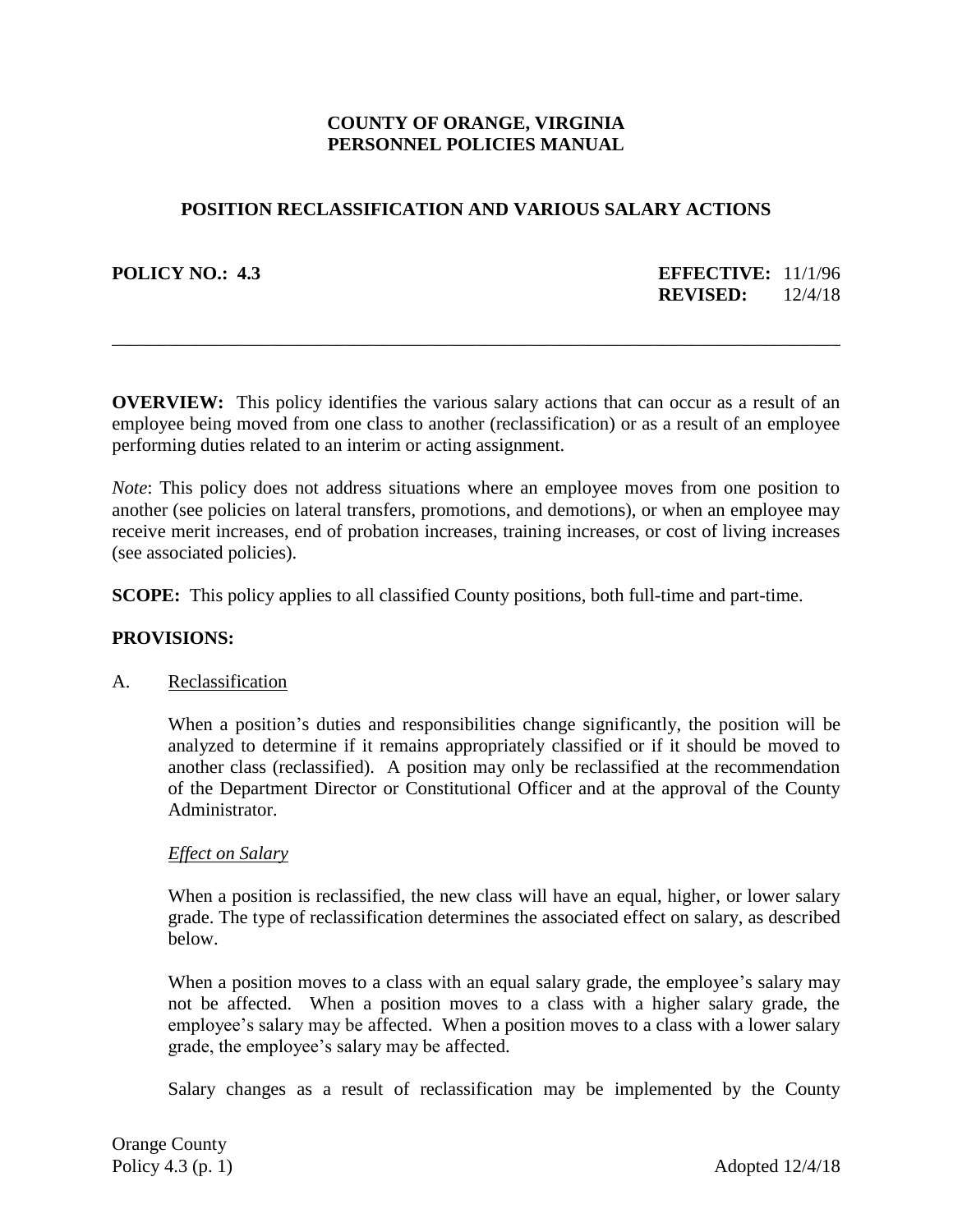**COUNTY OF ORANGE, VIRGINIA**
**PERSONNEL POLICIES MANUAL**

# POSITION RECLASSIFICATION AND VARIOUS SALARY ACTIONS

**POLICY NO.: 4.3** **EFFECTIVE:** 11/1/96
**REVISED:** 12/4/18

---

**OVERVIEW:** This policy identifies the various salary actions that can occur as a result of an employee being moved from one class to another (reclassification) or as a result of an employee performing duties related to an interim or acting assignment.

*Note*: This policy does not address situations where an employee moves from one position to another (see policies on lateral transfers, promotions, and demotions), or when an employee may receive merit increases, end of probation increases, training increases, or cost of living increases (see associated policies).

**SCOPE:** This policy applies to all classified County positions, both full-time and part-time.

**PROVISIONS:**

A. Reclassification

When a position's duties and responsibilities change significantly, the position will be analyzed to determine if it remains appropriately classified or if it should be moved to another class (reclassified). A position may only be reclassified at the recommendation of the Department Director or Constitutional Officer and at the approval of the County Administrator.

*Effect on Salary*

When a position is reclassified, the new class will have an equal, higher, or lower salary grade. The type of reclassification determines the associated effect on salary, as described below.

When a position moves to a class with an equal salary grade, the employee's salary may not be affected. When a position moves to a class with a higher salary grade, the employee's salary may be affected. When a position moves to a class with a lower salary grade, the employee's salary may be affected.

Salary changes as a result of reclassification may be implemented by the County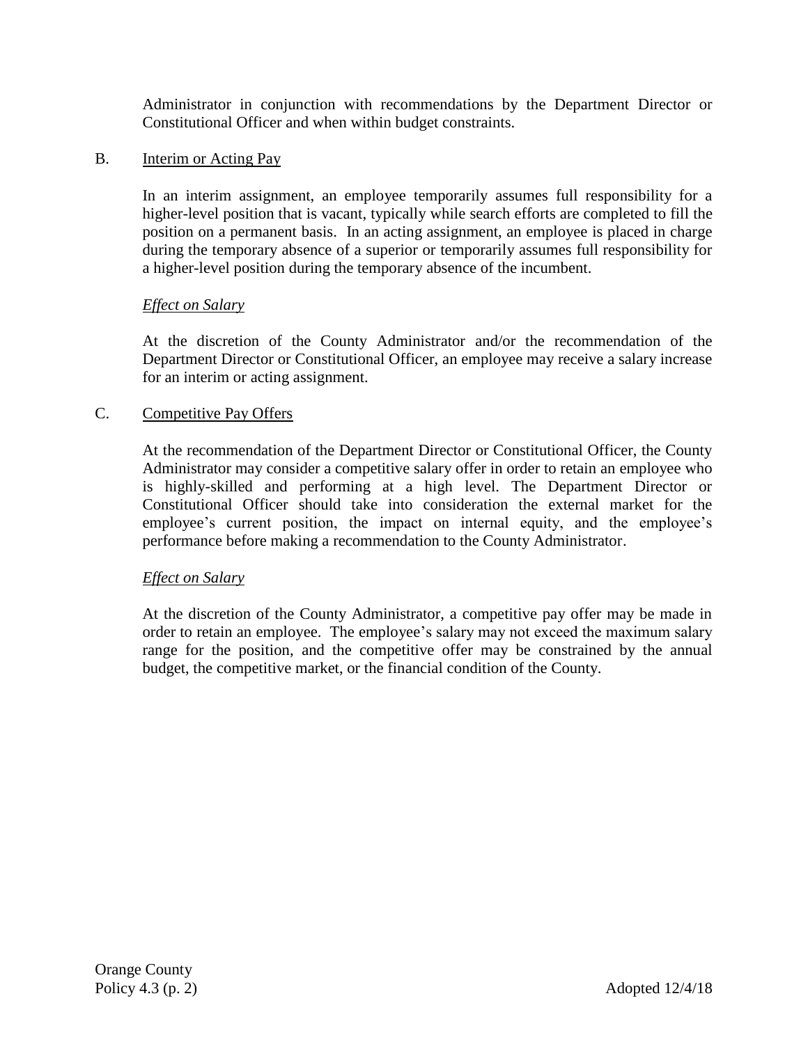Administrator in conjunction with recommendations by the Department Director or Constitutional Officer and when within budget constraints.

B. Interim or Acting Pay

In an interim assignment, an employee temporarily assumes full responsibility for a higher-level position that is vacant, typically while search efforts are completed to fill the position on a permanent basis. In an acting assignment, an employee is placed in charge during the temporary absence of a superior or temporarily assumes full responsibility for a higher-level position during the temporary absence of the incumbent.

*Effect on Salary*

At the discretion of the County Administrator and/or the recommendation of the Department Director or Constitutional Officer, an employee may receive a salary increase for an interim or acting assignment.

C. Competitive Pay Offers

At the recommendation of the Department Director or Constitutional Officer, the County Administrator may consider a competitive salary offer in order to retain an employee who is highly-skilled and performing at a high level. The Department Director or Constitutional Officer should take into consideration the external market for the employee's current position, the impact on internal equity, and the employee's performance before making a recommendation to the County Administrator.

*Effect on Salary*

At the discretion of the County Administrator, a competitive pay offer may be made in order to retain an employee. The employee's salary may not exceed the maximum salary range for the position, and the competitive offer may be constrained by the annual budget, the competitive market, or the financial condition of the County.